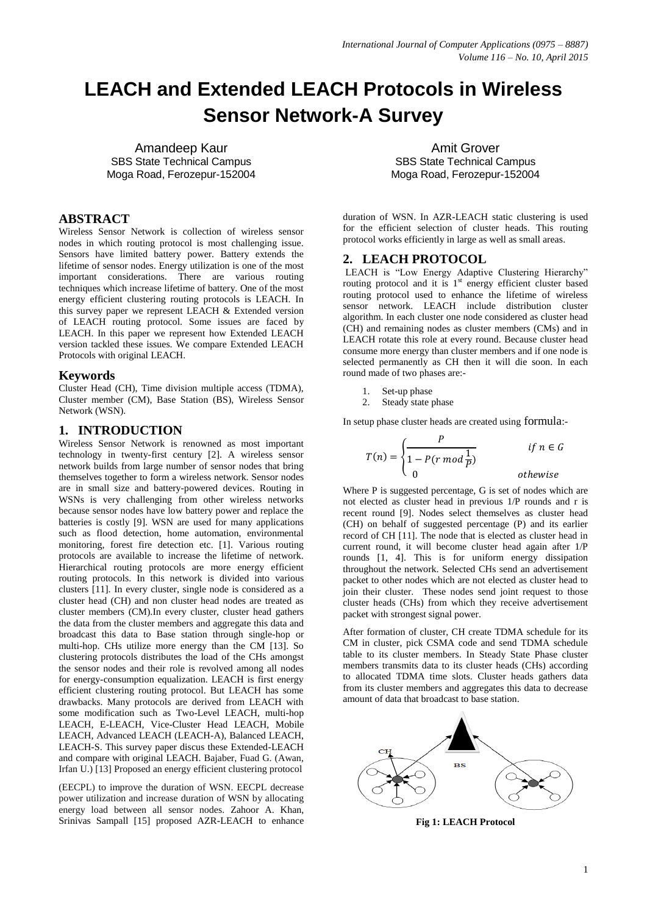# LEACH and Extended LEACH Protocols in Wireless Sensor Network-A Survey

Amandeep Kaur
SBS State Technical Campus
Moga Road, Ferozepur-152004

Amit Grover
SBS State Technical Campus
Moga Road, Ferozepur-152004

## ABSTRACT

Wireless Sensor Network is collection of wireless sensor nodes in which routing protocol is most challenging issue. Sensors have limited battery power. Battery extends the lifetime of sensor nodes. Energy utilization is one of the most important considerations. There are various routing techniques which increase lifetime of battery. One of the most energy efficient clustering routing protocols is LEACH. In this survey paper we represent LEACH & Extended version of LEACH routing protocol. Some issues are faced by LEACH. In this paper we represent how Extended LEACH version tackled these issues. We compare Extended LEACH Protocols with original LEACH.

### Keywords

Cluster Head (CH), Time division multiple access (TDMA), Cluster member (CM), Base Station (BS), Wireless Sensor Network (WSN).

## 1. INTRODUCTION

Wireless Sensor Network is renowned as most important technology in twenty-first century [2]. A wireless sensor network builds from large number of sensor nodes that bring themselves together to form a wireless network. Sensor nodes are in small size and battery-powered devices. Routing in WSNs is very challenging from other wireless networks because sensor nodes have low battery power and replace the batteries is costly [9]. WSN are used for many applications such as flood detection, home automation, environmental monitoring, forest fire detection etc. [1]. Various routing protocols are available to increase the lifetime of network. Hierarchical routing protocols are more energy efficient routing protocols. In this network is divided into various clusters [11]. In every cluster, single node is considered as a cluster head (CH) and non cluster head nodes are treated as cluster members (CM).In every cluster, cluster head gathers the data from the cluster members and aggregate this data and broadcast this data to Base station through single-hop or multi-hop. CHs utilize more energy than the CM [13]. So clustering protocols distributes the load of the CHs amongst the sensor nodes and their role is revolved among all nodes for energy-consumption equalization. LEACH is first energy efficient clustering routing protocol. But LEACH has some drawbacks. Many protocols are derived from LEACH with some modification such as Two-Level LEACH, multi-hop LEACH, E-LEACH, Vice-Cluster Head LEACH, Mobile LEACH, Advanced LEACH (LEACH-A), Balanced LEACH, LEACH-S. This survey paper discus these Extended-LEACH and compare with original LEACH. Bajaber, Fuad G. (Awan, Irfan U.) [13] Proposed an energy efficient clustering protocol (EECPL) to improve the duration of WSN. EECPL decrease power utilization and increase duration of WSN by allocating energy load between all sensor nodes. Zahoor A. Khan, Srinivas Sampall [15] proposed AZR-LEACH to enhance duration of WSN. In AZR-LEACH static clustering is used for the efficient selection of cluster heads. This routing protocol works efficiently in large as well as small areas.

## 2. LEACH PROTOCOL

LEACH is "Low Energy Adaptive Clustering Hierarchy" routing protocol and it is 1[st] energy efficient cluster based routing protocol used to enhance the lifetime of wireless sensor network. LEACH include distribution cluster algorithm. In each cluster one node considered as cluster head (CH) and remaining nodes as cluster members (CMs) and in LEACH rotate this role at every round. Because cluster head consume more energy than cluster members and if one node is selected permanently as CH then it will die soon. In each round made of two phases are:-

1. Set-up phase
2. Steady state phase

In setup phase cluster heads are created using formula:-

$$T(n) = \begin{cases} \dfrac{P}{1 - P(r \bmod \frac{1}{P})} & \text{if } n \in G \\ 0 & \text{othewise} \end{cases}$$

Where P is suggested percentage, G is set of nodes which are not elected as cluster head in previous 1/P rounds and r is recent round [9]. Nodes select themselves as cluster head (CH) on behalf of suggested percentage (P) and its earlier record of CH [11]. The node that is elected as cluster head in current round, it will become cluster head again after 1/P rounds [1, 4]. This is for uniform energy dissipation throughout the network. Selected CHs send an advertisement packet to other nodes which are not elected as cluster head to join their cluster. These nodes send joint request to those cluster heads (CHs) from which they receive advertisement packet with strongest signal power.

After formation of cluster, CH create TDMA schedule for its CM in cluster, pick CSMA code and send TDMA schedule table to its cluster members. In Steady State Phase cluster members transmits data to its cluster heads (CHs) according to allocated TDMA time slots. Cluster heads gathers data from its cluster members and aggregates this data to decrease amount of data that broadcast to base station.

**Fig 1: LEACH Protocol**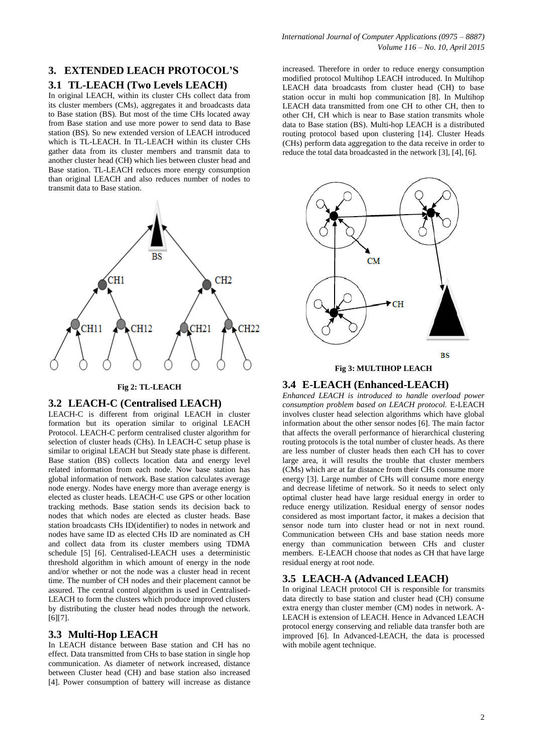## 3. EXTENDED LEACH PROTOCOL'S

### 3.1 TL-LEACH (Two Levels LEACH)

In original LEACH, within its cluster CHs collect data from its cluster members (CMs), aggregates it and broadcasts data to Base station (BS). But most of the time CHs located away from Base station and use more power to send data to Base station (BS). So new extended version of LEACH introduced which is TL-LEACH. In TL-LEACH within its cluster CHs gather data from its cluster members and transmit data to another cluster head (CH) which lies between cluster head and Base station. TL-LEACH reduces more energy consumption than original LEACH and also reduces number of nodes to transmit data to Base station.

**Fig 2: TL-LEACH**

### 3.2 LEACH-C (Centralised LEACH)

LEACH-C is different from original LEACH in cluster formation but its operation similar to original LEACH Protocol. LEACH-C perform centralised cluster algorithm for selection of cluster heads (CHs). In LEACH-C setup phase is similar to original LEACH but Steady state phase is different. Base station (BS) collects location data and energy level related information from each node. Now base station has global information of network. Base station calculates average node energy. Nodes have energy more than average energy is elected as cluster heads. LEACH-C use GPS or other location tracking methods. Base station sends its decision back to nodes that which nodes are elected as cluster heads. Base station broadcasts CHs ID(identifier) to nodes in network and nodes have same ID as elected CHs ID are nominated as CH and collect data from its cluster members using TDMA schedule [5] [6]. Centralised-LEACH uses a deterministic threshold algorithm in which amount of energy in the node and/or whether or not the node was a cluster head in recent time. The number of CH nodes and their placement cannot be assured. The central control algorithm is used in Centralised-LEACH to form the clusters which produce improved clusters by distributing the cluster head nodes through the network. [6][7].

### 3.3 Multi-Hop LEACH

In LEACH distance between Base station and CH has no effect. Data transmitted from CHs to base station in single hop communication. As diameter of network increased, distance between Cluster head (CH) and base station also increased [4]. Power consumption of battery will increase as distance increased. Therefore in order to reduce energy consumption modified protocol Multihop LEACH introduced. In Multihop LEACH data broadcasts from cluster head (CH) to base station occur in multi hop communication [8]. In Multihop LEACH data transmitted from one CH to other CH, then to other CH, CH which is near to Base station transmits whole data to Base station (BS). Multi-hop LEACH is a distributed routing protocol based upon clustering [14]. Cluster Heads (CHs) perform data aggregation to the data receive in order to reduce the total data broadcasted in the network [3], [4], [6].

**Fig 3: MULTIHOP LEACH**

### 3.4 E-LEACH (Enhanced-LEACH)

*Enhanced LEACH is introduced to handle overload power consumption problem based on LEACH protocol.* E-LEACH involves cluster head selection algorithms which have global information about the other sensor nodes [6]. The main factor that affects the overall performance of hierarchical clustering routing protocols is the total number of cluster heads. As there are less number of cluster heads then each CH has to cover large area, it will results the trouble that cluster members (CMs) which are at far distance from their CHs consume more energy [3]. Large number of CHs will consume more energy and decrease lifetime of network. So it needs to select only optimal cluster head have large residual energy in order to reduce energy utilization. Residual energy of sensor nodes considered as most important factor, it makes a decision that sensor node turn into cluster head or not in next round. Communication between CHs and base station needs more energy than communication between CHs and cluster members. E-LEACH choose that nodes as CH that have large residual energy at root node.

### 3.5 LEACH-A (Advanced LEACH)

In original LEACH protocol CH is responsible for transmits data directly to base station and cluster head (CH) consume extra energy than cluster member (CM) nodes in network. A-LEACH is extension of LEACH. Hence in Advanced LEACH protocol energy conserving and reliable data transfer both are improved [6]. In Advanced-LEACH, the data is processed with mobile agent technique.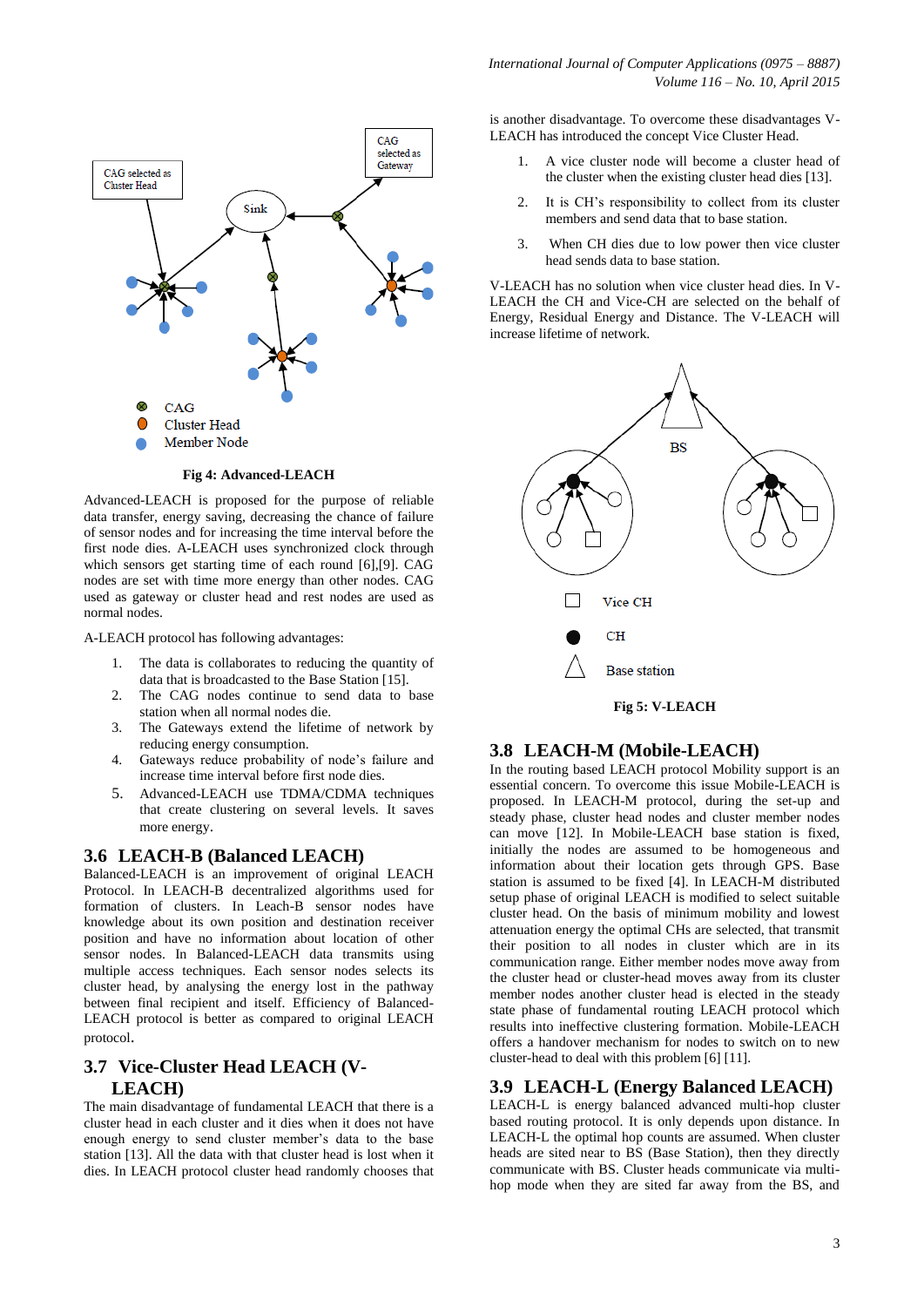Fig 4: Advanced-LEACH

Advanced-LEACH is proposed for the purpose of reliable data transfer, energy saving, decreasing the chance of failure of sensor nodes and for increasing the time interval before the first node dies. A-LEACH uses synchronized clock through which sensors get starting time of each round [6],[9]. CAG nodes are set with time more energy than other nodes. CAG used as gateway or cluster head and rest nodes are used as normal nodes.

A-LEACH protocol has following advantages:

1. The data is collaborates to reducing the quantity of data that is broadcasted to the Base Station [15].
2. The CAG nodes continue to send data to base station when all normal nodes die.
3. The Gateways extend the lifetime of network by reducing energy consumption.
4. Gateways reduce probability of node's failure and increase time interval before first node dies.
5. Advanced-LEACH use TDMA/CDMA techniques that create clustering on several levels. It saves more energy.

## 3.6 LEACH-B (Balanced LEACH)

Balanced-LEACH is an improvement of original LEACH Protocol. In LEACH-B decentralized algorithms used for formation of clusters. In Leach-B sensor nodes have knowledge about its own position and destination receiver position and have no information about location of other sensor nodes. In Balanced-LEACH data transmits using multiple access techniques. Each sensor nodes selects its cluster head, by analysing the energy lost in the pathway between final recipient and itself. Efficiency of Balanced-LEACH protocol is better as compared to original LEACH protocol.

## 3.7 Vice-Cluster Head LEACH (V-LEACH)

The main disadvantage of fundamental LEACH that there is a cluster head in each cluster and it dies when it does not have enough energy to send cluster member's data to the base station [13]. All the data with that cluster head is lost when it dies. In LEACH protocol cluster head randomly chooses that is another disadvantage. To overcome these disadvantages V-LEACH has introduced the concept Vice Cluster Head.

1. A vice cluster node will become a cluster head of the cluster when the existing cluster head dies [13].
2. It is CH's responsibility to collect from its cluster members and send data to base station.
3. When CH dies due to low power then vice cluster head sends data to base station.

V-LEACH has no solution when vice cluster head dies. In V-LEACH the CH and Vice-CH are selected on the behalf of Energy, Residual Energy and Distance. The V-LEACH will increase lifetime of network.

Fig 5: V-LEACH

## 3.8 LEACH-M (Mobile-LEACH)

In the routing based LEACH protocol Mobility support is an essential concern. To overcome this issue Mobile-LEACH is proposed. In LEACH-M protocol, during the set-up and steady phase, cluster head nodes and cluster member nodes can move [12]. In Mobile-LEACH base station is fixed, initially the nodes are assumed to be homogeneous and information about their location gets through GPS. Base station is assumed to be fixed [4]. In LEACH-M distributed setup phase of original LEACH is modified to select suitable cluster head. On the basis of minimum mobility and lowest attenuation energy the optimal CHs are selected, that transmit their position to all nodes in cluster which are in its communication range. Either member nodes move away from the cluster head or cluster-head moves away from its cluster member nodes another cluster head is elected in the steady state phase of fundamental routing LEACH protocol which results into ineffective clustering formation. Mobile-LEACH offers a handover mechanism for nodes to switch on to new cluster-head to deal with this problem [6] [11].

## 3.9 LEACH-L (Energy Balanced LEACH)

LEACH-L is energy balanced advanced multi-hop cluster based routing protocol. It is only depends upon distance. In LEACH-L the optimal hop counts are assumed. When cluster heads are sited near to BS (Base Station), then they directly communicate with BS. Cluster heads communicate via multi-hop mode when they are sited far away from the BS, and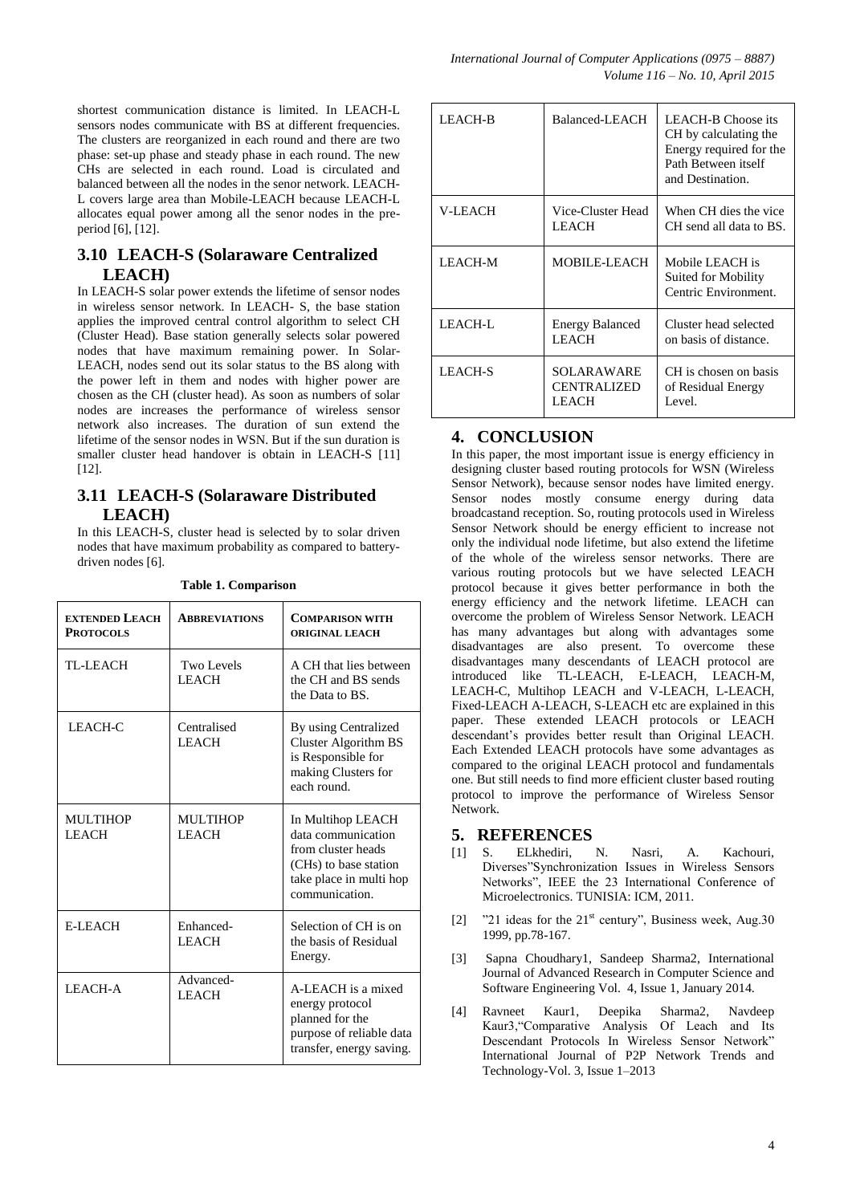shortest communication distance is limited. In LEACH-L sensors nodes communicate with BS at different frequencies. The clusters are reorganized in each round and there are two phase: set-up phase and steady phase in each round. The new CHs are selected in each round. Load is circulated and balanced between all the nodes in the senor network. LEACH-L covers large area than Mobile-LEACH because LEACH-L allocates equal power among all the senor nodes in the pre-period [6], [12].

## 3.10 LEACH-S (Solaraware Centralized LEACH)

In LEACH-S solar power extends the lifetime of sensor nodes in wireless sensor network. In LEACH- S, the base station applies the improved central control algorithm to select CH (Cluster Head). Base station generally selects solar powered nodes that have maximum remaining power. In Solar-LEACH, nodes send out its solar status to the BS along with the power left in them and nodes with higher power are chosen as the CH (cluster head). As soon as numbers of solar nodes are increases the performance of wireless sensor network also increases. The duration of sun extend the lifetime of the sensor nodes in WSN. But if the sun duration is smaller cluster head handover is obtain in LEACH-S [11] [12].

## 3.11 LEACH-S (Solaraware Distributed LEACH)

In this LEACH-S, cluster head is selected by to solar driven nodes that have maximum probability as compared to battery-driven nodes [6].

**Table 1. Comparison**

| EXTENDED LEACH PROTOCOLS | ABBREVIATIONS | COMPARISON WITH ORIGINAL LEACH |
|---|---|---|
| TL-LEACH | Two Levels LEACH | A CH that lies between the CH and BS sends the Data to BS. |
| LEACH-C | Centralised LEACH | By using Centralized Cluster Algorithm BS is Responsible for making Clusters for each round. |
| MULTIHOP LEACH | MULTIHOP LEACH | In Multihop LEACH data communication from cluster heads (CHs) to base station take place in multi hop communication. |
| E-LEACH | Enhanced-LEACH | Selection of CH is on the basis of Residual Energy. |
| LEACH-A | Advanced-LEACH | A-LEACH is a mixed energy protocol planned for the purpose of reliable data transfer, energy saving. |
| LEACH-B | Balanced-LEACH | LEACH-B Choose its CH by calculating the Energy required for the Path Between itself and Destination. |
| V-LEACH | Vice-Cluster Head LEACH | When CH dies the vice CH send all data to BS. |
| LEACH-M | MOBILE-LEACH | Mobile LEACH is Suited for Mobility Centric Environment. |
| LEACH-L | Energy Balanced LEACH | Cluster head selected on basis of distance. |
| LEACH-S | SOLARAWARE CENTRALIZED LEACH | CH is chosen on basis of Residual Energy Level. |

## 4. CONCLUSION

In this paper, the most important issue is energy efficiency in designing cluster based routing protocols for WSN (Wireless Sensor Network), because sensor nodes have limited energy. Sensor nodes mostly consume energy during data broadcastand reception. So, routing protocols used in Wireless Sensor Network should be energy efficient to increase not only the individual node lifetime, but also extend the lifetime of the whole of the wireless sensor networks. There are various routing protocols but we have selected LEACH protocol because it gives better performance in both the energy efficiency and the network lifetime. LEACH can overcome the problem of Wireless Sensor Network. LEACH has many advantages but along with advantages some disadvantages are also present. To overcome these disadvantages many descendants of LEACH protocol are introduced like TL-LEACH, E-LEACH, LEACH-M, LEACH-C, Multihop LEACH and V-LEACH, L-LEACH, Fixed-LEACH A-LEACH, S-LEACH etc are explained in this paper. These extended LEACH protocols or LEACH descendant's provides better result than Original LEACH. Each Extended LEACH protocols have some advantages as compared to the original LEACH protocol and fundamentals one. But still needs to find more efficient cluster based routing protocol to improve the performance of Wireless Sensor Network.

## 5. REFERENCES

[1] S. ELkhediri, N. Nasri, A. Kachouri, Diverses"Synchronization Issues in Wireless Sensors Networks", IEEE the 23 International Conference of Microelectronics. TUNISIA: ICM, 2011.

[2] "21 ideas for the 21st century", Business week, Aug.30 1999, pp.78-167.

[3] Sapna Choudhary1, Sandeep Sharma2, International Journal of Advanced Research in Computer Science and Software Engineering Vol. 4, Issue 1, January 2014.

[4] Ravneet Kaur1, Deepika Sharma2, Navdeep Kaur3,"Comparative Analysis Of Leach and Its Descendant Protocols In Wireless Sensor Network" International Journal of P2P Network Trends and Technology-Vol. 3, Issue 1–2013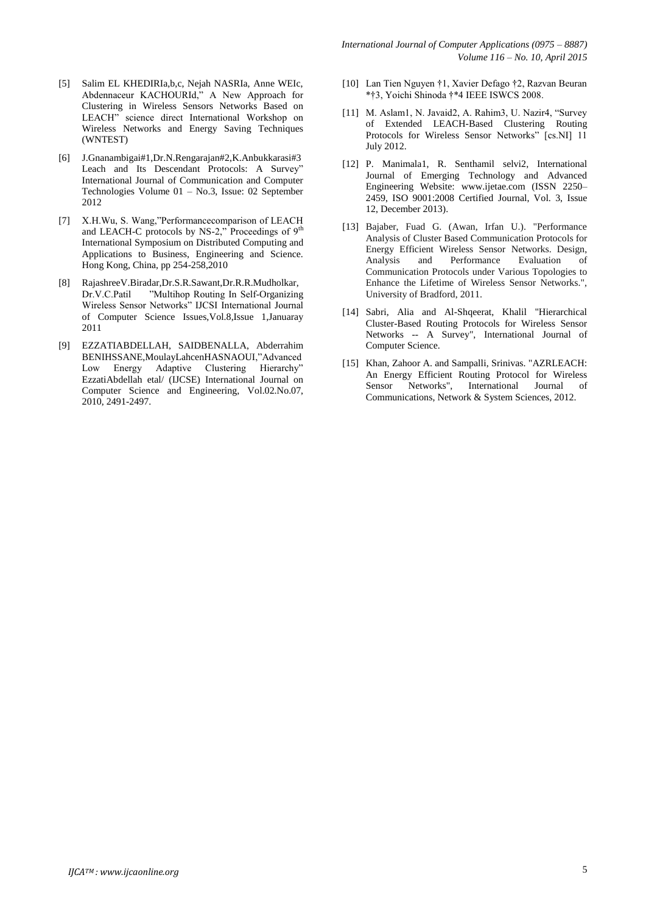[5] Salim EL KHEDIRIa,b,c, Nejah NASRIa, Anne WEIc, Abdennaceur KACHOURId," A New Approach for Clustering in Wireless Sensors Networks Based on LEACH" science direct International Workshop on Wireless Networks and Energy Saving Techniques (WNTEST)

[6] J.Gnanambigai#1,Dr.N.Rengarajan#2,K.Anbukkarasi#3 Leach and Its Descendant Protocols: A Survey" International Journal of Communication and Computer Technologies Volume 01 – No.3, Issue: 02 September 2012

[7] X.H.Wu, S. Wang,"Performancecomparison of LEACH and LEACH-C protocols by NS-2," Proceedings of 9th International Symposium on Distributed Computing and Applications to Business, Engineering and Science. Hong Kong, China, pp 254-258,2010

[8] RajashreeV.Biradar,Dr.S.R.Sawant,Dr.R.R.Mudholkar, Dr.V.C.Patil "Multihop Routing In Self-Organizing Wireless Sensor Networks" IJCSI International Journal of Computer Science Issues,Vol.8,Issue 1,Januaray 2011

[9] EZZATIABDELLAH, SAIDBENALLA, Abderrahim BENIHSSANE,MoulayLahcenHASNAOUI,"Advanced Low Energy Adaptive Clustering Hierarchy" EzzatiAbdellah etal/ (IJCSE) International Journal on Computer Science and Engineering, Vol.02.No.07, 2010, 2491-2497.

[10] Lan Tien Nguyen †1, Xavier Defago †2, Razvan Beuran *†3, Yoichi Shinoda †*4 IEEE ISWCS 2008.

[11] M. Aslam1, N. Javaid2, A. Rahim3, U. Nazir4, "Survey of Extended LEACH-Based Clustering Routing Protocols for Wireless Sensor Networks" [cs.NI] 11 July 2012.

[12] P. Manimala1, R. Senthamil selvi2, International Journal of Emerging Technology and Advanced Engineering Website: www.ijetae.com (ISSN 2250–2459, ISO 9001:2008 Certified Journal, Vol. 3, Issue 12, December 2013).

[13] Bajaber, Fuad G. (Awan, Irfan U.). "Performance Analysis of Cluster Based Communication Protocols for Energy Efficient Wireless Sensor Networks. Design, Analysis and Performance Evaluation of Communication Protocols under Various Topologies to Enhance the Lifetime of Wireless Sensor Networks.", University of Bradford, 2011.

[14] Sabri, Alia and Al-Shqeerat, Khalil "Hierarchical Cluster-Based Routing Protocols for Wireless Sensor Networks -- A Survey", International Journal of Computer Science.

[15] Khan, Zahoor A. and Sampalli, Srinivas. "AZRLEACH: An Energy Efficient Routing Protocol for Wireless Sensor Networks", International Journal of Communications, Network & System Sciences, 2012.